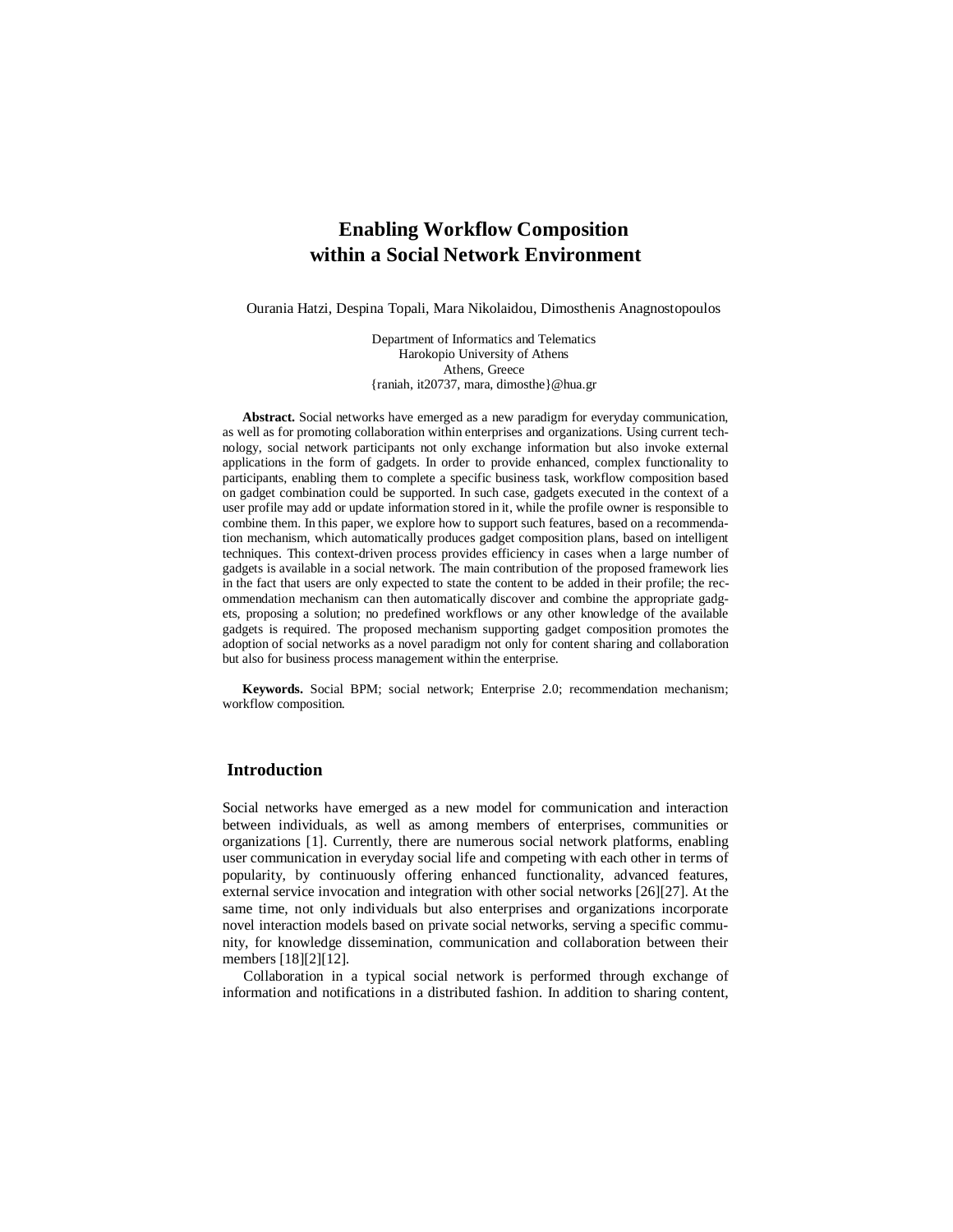# Enabling Workflow Composition within a Social Network Environment

Ourania Hatzi, Despina Topali, Mara Nikolaidou, Dimosthenis Anagnostopoulos

Department of Informatics and Telematics
Harokopio University of Athens
Athens, Greece
{raniah, it20737, mara, dimosthe}@hua.gr

**Abstract.** Social networks have emerged as a new paradigm for everyday communication, as well as for promoting collaboration within enterprises and organizations. Using current technology, social network participants not only exchange information but also invoke external applications in the form of gadgets. In order to provide enhanced, complex functionality to participants, enabling them to complete a specific business task, workflow composition based on gadget combination could be supported. In such case, gadgets executed in the context of a user profile may add or update information stored in it, while the profile owner is responsible to combine them. In this paper, we explore how to support such features, based on a recommendation mechanism, which automatically produces gadget composition plans, based on intelligent techniques. This context-driven process provides efficiency in cases when a large number of gadgets is available in a social network. The main contribution of the proposed framework lies in the fact that users are only expected to state the content to be added in their profile; the recommendation mechanism can then automatically discover and combine the appropriate gadgets, proposing a solution; no predefined workflows or any other knowledge of the available gadgets is required. The proposed mechanism supporting gadget composition promotes the adoption of social networks as a novel paradigm not only for content sharing and collaboration but also for business process management within the enterprise.

**Keywords.** Social BPM; social network; Enterprise 2.0; recommendation mechanism; workflow composition.

## Introduction

Social networks have emerged as a new model for communication and interaction between individuals, as well as among members of enterprises, communities or organizations [1]. Currently, there are numerous social network platforms, enabling user communication in everyday social life and competing with each other in terms of popularity, by continuously offering enhanced functionality, advanced features, external service invocation and integration with other social networks [26][27]. At the same time, not only individuals but also enterprises and organizations incorporate novel interaction models based on private social networks, serving a specific community, for knowledge dissemination, communication and collaboration between their members [18][2][12].

Collaboration in a typical social network is performed through exchange of information and notifications in a distributed fashion. In addition to sharing content,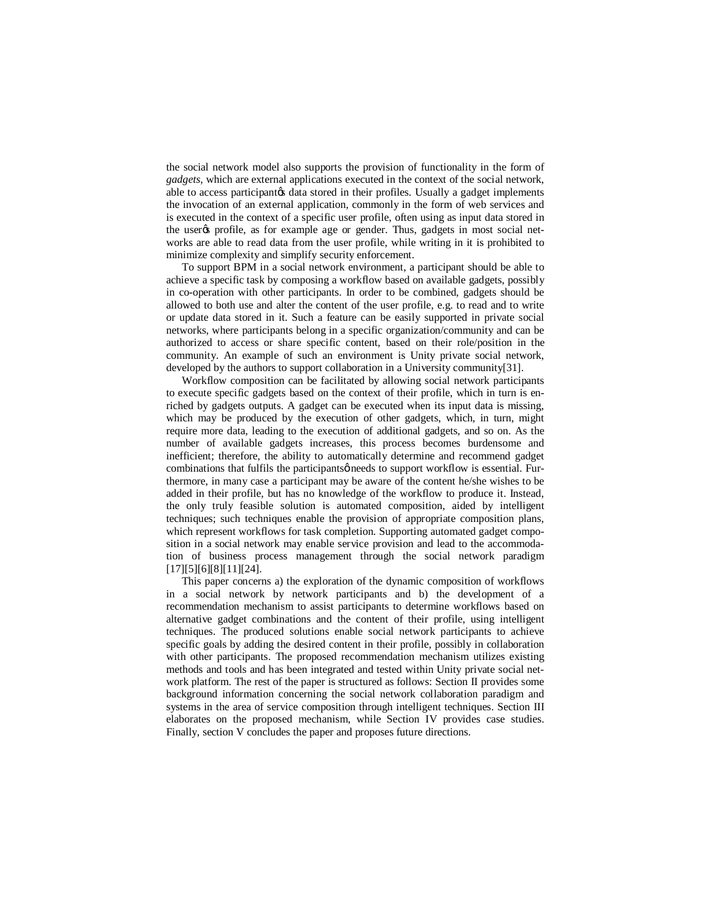the social network model also supports the provision of functionality in the form of *gadgets*, which are external applications executed in the context of the social network, able to access participantǿs data stored in their profiles. Usually a gadget implements the invocation of an external application, commonly in the form of web services and is executed in the context of a specific user profile, often using as input data stored in the userǿs profile, as for example age or gender. Thus, gadgets in most social networks are able to read data from the user profile, while writing in it is prohibited to minimize complexity and simplify security enforcement.

To support BPM in a social network environment, a participant should be able to achieve a specific task by composing a workflow based on available gadgets, possibly in co-operation with other participants. In order to be combined, gadgets should be allowed to both use and alter the content of the user profile, e.g. to read and to write or update data stored in it. Such a feature can be easily supported in private social networks, where participants belong in a specific organization/community and can be authorized to access or share specific content, based on their role/position in the community. An example of such an environment is Unity private social network, developed by the authors to support collaboration in a University community[31].

Workflow composition can be facilitated by allowing social network participants to execute specific gadgets based on the context of their profile, which in turn is enriched by gadgets outputs. A gadget can be executed when its input data is missing, which may be produced by the execution of other gadgets, which, in turn, might require more data, leading to the execution of additional gadgets, and so on. As the number of available gadgets increases, this process becomes burdensome and inefficient; therefore, the ability to automatically determine and recommend gadget combinations that fulfils the participantsǿ needs to support workflow is essential. Furthermore, in many case a participant may be aware of the content he/she wishes to be added in their profile, but has no knowledge of the workflow to produce it. Instead, the only truly feasible solution is automated composition, aided by intelligent techniques; such techniques enable the provision of appropriate composition plans, which represent workflows for task completion. Supporting automated gadget composition in a social network may enable service provision and lead to the accommodation of business process management through the social network paradigm [17][5][6][8][11][24].

This paper concerns a) the exploration of the dynamic composition of workflows in a social network by network participants and b) the development of a recommendation mechanism to assist participants to determine workflows based on alternative gadget combinations and the content of their profile, using intelligent techniques. The produced solutions enable social network participants to achieve specific goals by adding the desired content in their profile, possibly in collaboration with other participants. The proposed recommendation mechanism utilizes existing methods and tools and has been integrated and tested within Unity private social network platform. The rest of the paper is structured as follows: Section II provides some background information concerning the social network collaboration paradigm and systems in the area of service composition through intelligent techniques. Section III elaborates on the proposed mechanism, while Section IV provides case studies. Finally, section V concludes the paper and proposes future directions.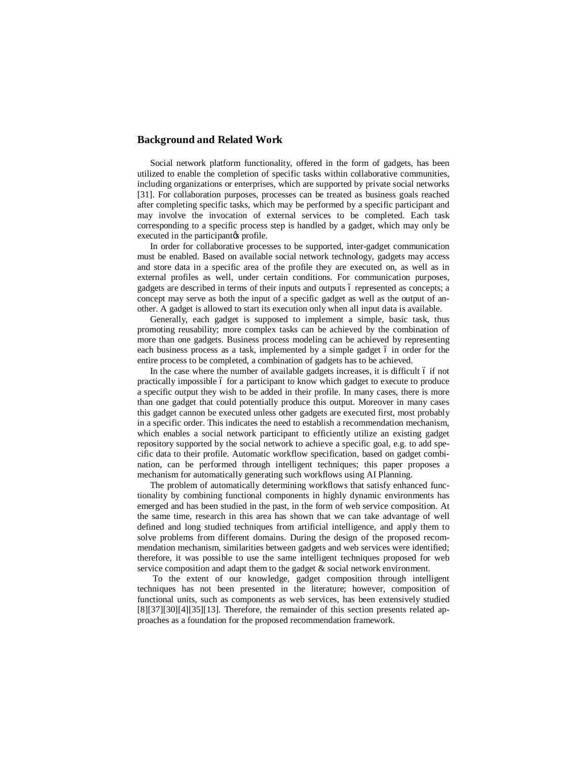## Background and Related Work

Social network platform functionality, offered in the form of gadgets, has been utilized to enable the completion of specific tasks within collaborative communities, including organizations or enterprises, which are supported by private social networks [31]. For collaboration purposes, processes can be treated as business goals reached after completing specific tasks, which may be performed by a specific participant and may involve the invocation of external services to be completed. Each task corresponding to a specific process step is handled by a gadget, which may only be executed in the participant's profile.

In order for collaborative processes to be supported, inter-gadget communication must be enabled. Based on available social network technology, gadgets may access and store data in a specific area of the profile they are executed on, as well as in external profiles as well, under certain conditions. For communication purposes, gadgets are described in terms of their inputs and outputs – represented as concepts; a concept may serve as both the input of a specific gadget as well as the output of another. A gadget is allowed to start its execution only when all input data is available.

Generally, each gadget is supposed to implement a simple, basic task, thus promoting reusability; more complex tasks can be achieved by the combination of more than one gadgets. Business process modeling can be achieved by representing each business process as a task, implemented by a simple gadget – in order for the entire process to be completed, a combination of gadgets has to be achieved.

In the case where the number of available gadgets increases, it is difficult – if not practically impossible – for a participant to know which gadget to execute to produce a specific output they wish to be added in their profile. In many cases, there is more than one gadget that could potentially produce this output. Moreover in many cases this gadget cannon be executed unless other gadgets are executed first, most probably in a specific order. This indicates the need to establish a recommendation mechanism, which enables a social network participant to efficiently utilize an existing gadget repository supported by the social network to achieve a specific goal, e.g. to add specific data to their profile. Automatic workflow specification, based on gadget combination, can be performed through intelligent techniques; this paper proposes a mechanism for automatically generating such workflows using AI Planning.

The problem of automatically determining workflows that satisfy enhanced functionality by combining functional components in highly dynamic environments has emerged and has been studied in the past, in the form of web service composition. At the same time, research in this area has shown that we can take advantage of well defined and long studied techniques from artificial intelligence, and apply them to solve problems from different domains. During the design of the proposed recommendation mechanism, similarities between gadgets and web services were identified; therefore, it was possible to use the same intelligent techniques proposed for web service composition and adapt them to the gadget & social network environment.

To the extent of our knowledge, gadget composition through intelligent techniques has not been presented in the literature; however, composition of functional units, such as components as web services, has been extensively studied [8][37][30][4][35][13]. Therefore, the remainder of this section presents related approaches as a foundation for the proposed recommendation framework.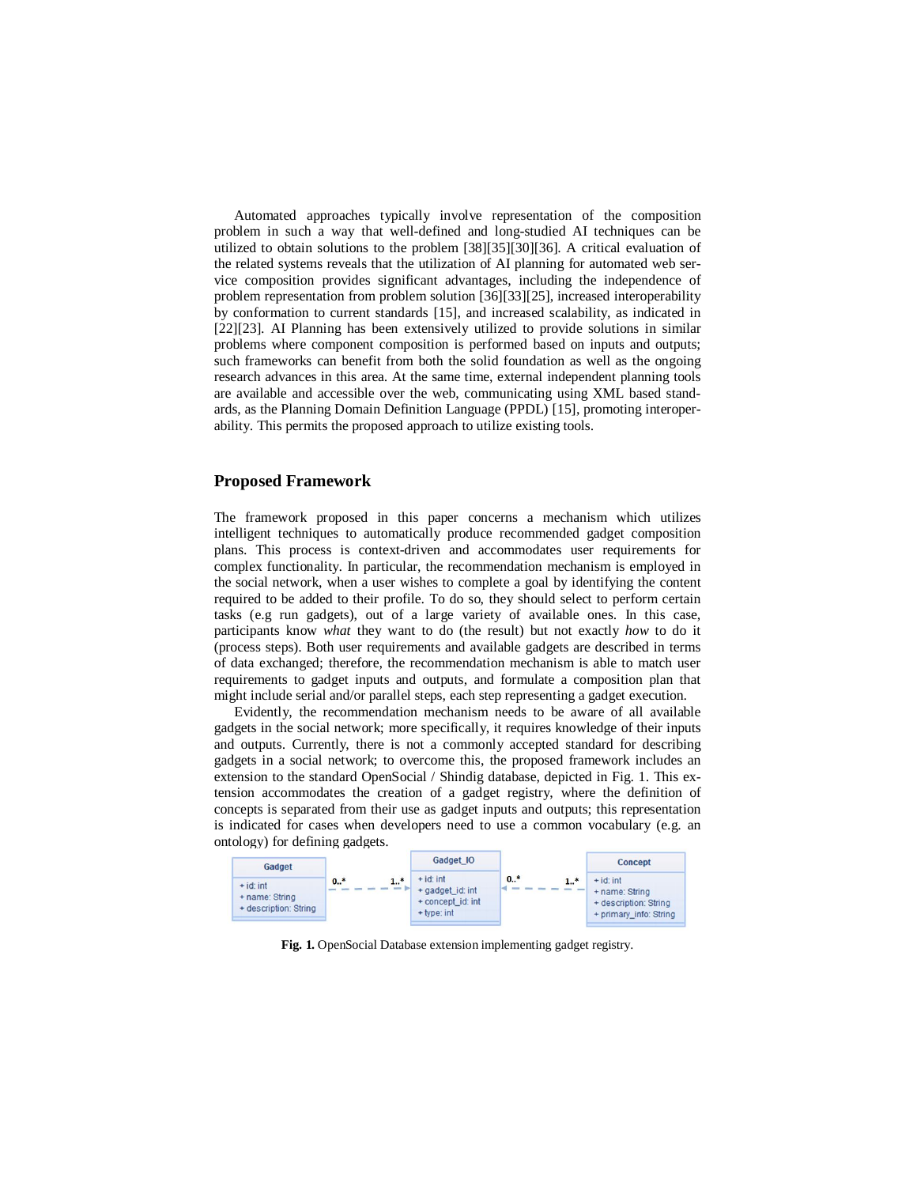Automated approaches typically involve representation of the composition problem in such a way that well-defined and long-studied AI techniques can be utilized to obtain solutions to the problem [38][35][30][36]. A critical evaluation of the related systems reveals that the utilization of AI planning for automated web service composition provides significant advantages, including the independence of problem representation from problem solution [36][33][25], increased interoperability by conformation to current standards [15], and increased scalability, as indicated in [22][23]. AI Planning has been extensively utilized to provide solutions in similar problems where component composition is performed based on inputs and outputs; such frameworks can benefit from both the solid foundation as well as the ongoing research advances in this area. At the same time, external independent planning tools are available and accessible over the web, communicating using XML based standards, as the Planning Domain Definition Language (PPDL) [15], promoting interoperability. This permits the proposed approach to utilize existing tools.

## Proposed Framework

The framework proposed in this paper concerns a mechanism which utilizes intelligent techniques to automatically produce recommended gadget composition plans. This process is context-driven and accommodates user requirements for complex functionality. In particular, the recommendation mechanism is employed in the social network, when a user wishes to complete a goal by identifying the content required to be added to their profile. To do so, they should select to perform certain tasks (e.g run gadgets), out of a large variety of available ones. In this case, participants know *what* they want to do (the result) but not exactly *how* to do it (process steps). Both user requirements and available gadgets are described in terms of data exchanged; therefore, the recommendation mechanism is able to match user requirements to gadget inputs and outputs, and formulate a composition plan that might include serial and/or parallel steps, each step representing a gadget execution.

Evidently, the recommendation mechanism needs to be aware of all available gadgets in the social network; more specifically, it requires knowledge of their inputs and outputs. Currently, there is not a commonly accepted standard for describing gadgets in a social network; to overcome this, the proposed framework includes an extension to the standard OpenSocial / Shindig database, depicted in Fig. 1. This extension accommodates the creation of a gadget registry, where the definition of concepts is separated from their use as gadget inputs and outputs; this representation is indicated for cases when developers need to use a common vocabulary (e.g. an ontology) for defining gadgets.

| Gadget | | | Gadget_IO | | | Concept |
|---|---|---|---|---|---|---|
| + id: int<br>+ name: String<br>+ description: String | 0..* | 1..* | + id: int<br>+ gadget_id: int<br>+ concept_id: int<br>+ type: int | 0..* | 1..* | + id: int<br>+ name: String<br>+ description: String<br>+ primary_info: String |

**Fig. 1.** OpenSocial Database extension implementing gadget registry.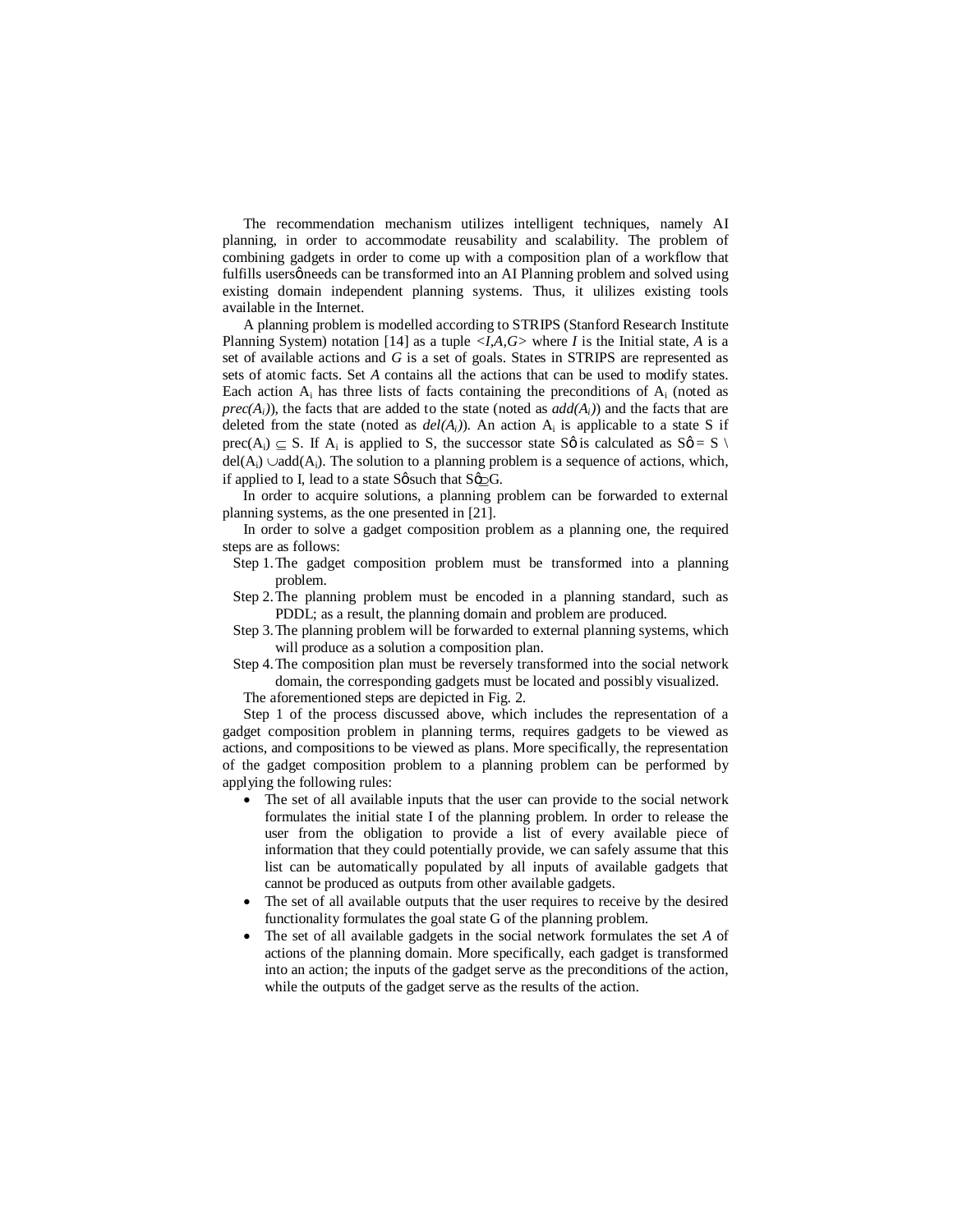The recommendation mechanism utilizes intelligent techniques, namely AI planning, in order to accommodate reusability and scalability. The problem of combining gadgets in order to come up with a composition plan of a workflow that fulfills users' needs can be transformed into an AI Planning problem and solved using existing domain independent planning systems. Thus, it ulilizes existing tools available in the Internet.

A planning problem is modelled according to STRIPS (Stanford Research Institute Planning System) notation [14] as a tuple $<I,A,G>$ where $I$ is the Initial state, $A$ is a set of available actions and $G$ is a set of goals. States in STRIPS are represented as sets of atomic facts. Set $A$ contains all the actions that can be used to modify states. Each action $A_i$ has three lists of facts containing the preconditions of $A_i$ (noted as $prec(A_i)$), the facts that are added to the state (noted as $add(A_i)$) and the facts that are deleted from the state (noted as $del(A_i)$). An action $A_i$ is applicable to a state S if $prec(A_i) \subseteq S$. If $A_i$ is applied to S, the successor state S' is calculated as $S' = S \setminus del(A_i) \cup add(A_i)$. The solution to a planning problem is a sequence of actions, which, if applied to I, lead to a state S' such that $S' \supseteq G$.

In order to acquire solutions, a planning problem can be forwarded to external planning systems, as the one presented in [21].

In order to solve a gadget composition problem as a planning one, the required steps are as follows:

- Step 1. The gadget composition problem must be transformed into a planning problem.
- Step 2. The planning problem must be encoded in a planning standard, such as PDDL; as a result, the planning domain and problem are produced.
- Step 3. The planning problem will be forwarded to external planning systems, which will produce as a solution a composition plan.
- Step 4. The composition plan must be reversely transformed into the social network domain, the corresponding gadgets must be located and possibly visualized.

The aforementioned steps are depicted in Fig. 2.

Step 1 of the process discussed above, which includes the representation of a gadget composition problem in planning terms, requires gadgets to be viewed as actions, and compositions to be viewed as plans. More specifically, the representation of the gadget composition problem to a planning problem can be performed by applying the following rules:

- The set of all available inputs that the user can provide to the social network formulates the initial state I of the planning problem. In order to release the user from the obligation to provide a list of every available piece of information that they could potentially provide, we can safely assume that this list can be automatically populated by all inputs of available gadgets that cannot be produced as outputs from other available gadgets.
- The set of all available outputs that the user requires to receive by the desired functionality formulates the goal state G of the planning problem.
- The set of all available gadgets in the social network formulates the set $A$ of actions of the planning domain. More specifically, each gadget is transformed into an action; the inputs of the gadget serve as the preconditions of the action, while the outputs of the gadget serve as the results of the action.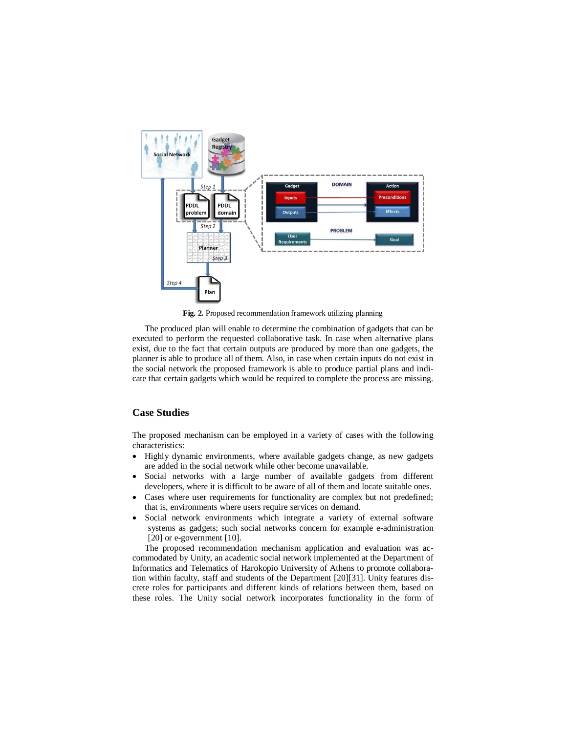**Fig. 2.** Proposed recommendation framework utilizing planning

The produced plan will enable to determine the combination of gadgets that can be executed to perform the requested collaborative task. In case when alternative plans exist, due to the fact that certain outputs are produced by more than one gadgets, the planner is able to produce all of them. Also, in case when certain inputs do not exist in the social network the proposed framework is able to produce partial plans and indicate that certain gadgets which would be required to complete the process are missing.

## Case Studies

The proposed mechanism can be employed in a variety of cases with the following characteristics:

- Highly dynamic environments, where available gadgets change, as new gadgets are added in the social network while other become unavailable.
- Social networks with a large number of available gadgets from different developers, where it is difficult to be aware of all of them and locate suitable ones.
- Cases where user requirements for functionality are complex but not predefined; that is, environments where users require services on demand.
- Social network environments which integrate a variety of external software systems as gadgets; such social networks concern for example e-administration [20] or e-government [10].

The proposed recommendation mechanism application and evaluation was accommodated by Unity, an academic social network implemented at the Department of Informatics and Telematics of Harokopio University of Athens to promote collaboration within faculty, staff and students of the Department [20][31]. Unity features discrete roles for participants and different kinds of relations between them, based on these roles. The Unity social network incorporates functionality in the form of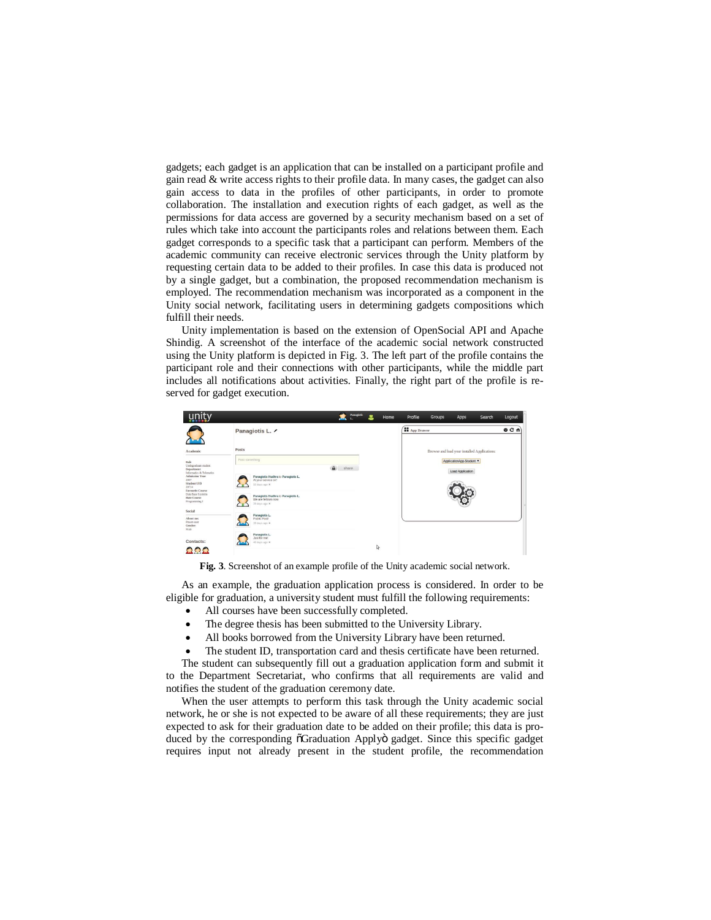gadgets; each gadget is an application that can be installed on a participant profile and gain read & write access rights to their profile data. In many cases, the gadget can also gain access to data in the profiles of other participants, in order to promote collaboration. The installation and execution rights of each gadget, as well as the permissions for data access are governed by a security mechanism based on a set of rules which take into account the participants roles and relations between them. Each gadget corresponds to a specific task that a participant can perform. Members of the academic community can receive electronic services through the Unity platform by requesting certain data to be added to their profiles. In case this data is produced not by a single gadget, but a combination, the proposed recommendation mechanism is employed. The recommendation mechanism was incorporated as a component in the Unity social network, facilitating users in determining gadgets compositions which fulfill their needs.

Unity implementation is based on the extension of OpenSocial API and Apache Shindig. A screenshot of the interface of the academic social network constructed using the Unity platform is depicted in Fig. 3. The left part of the profile contains the participant role and their connections with other participants, while the middle part includes all notifications about activities. Finally, the right part of the profile is reserved for gadget execution.

**Fig. 3**. Screenshot of an example profile of the Unity academic social network.

As an example, the graduation application process is considered. In order to be eligible for graduation, a university student must fulfill the following requirements:

- All courses have been successfully completed.
- The degree thesis has been submitted to the University Library.
- All books borrowed from the University Library have been returned.
- The student ID, transportation card and thesis certificate have been returned.

The student can subsequently fill out a graduation application form and submit it to the Department Secretariat, who confirms that all requirements are valid and notifies the student of the graduation ceremony date.

When the user attempts to perform this task through the Unity academic social network, he or she is not expected to be aware of all these requirements; they are just expected to ask for their graduation date to be added on their profile; this data is produced by the corresponding "Graduation Apply" gadget. Since this specific gadget requires input not already present in the student profile, the recommendation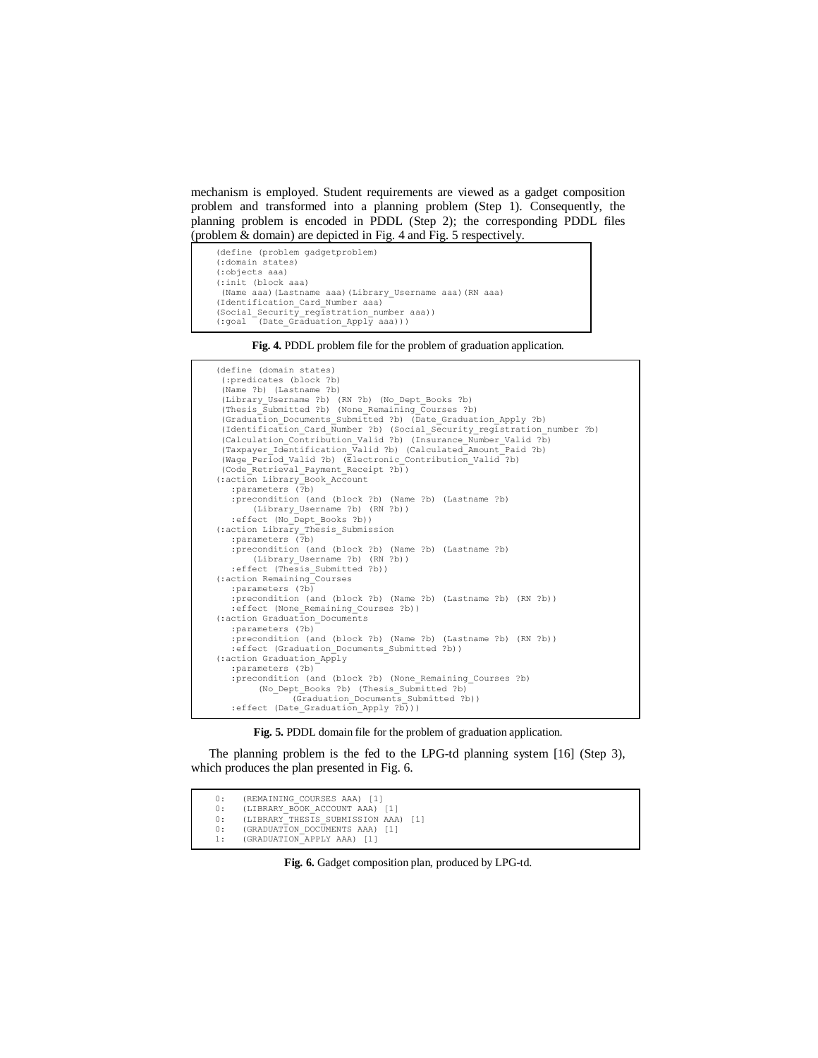mechanism is employed. Student requirements are viewed as a gadget composition problem and transformed into a planning problem (Step 1). Consequently, the planning problem is encoded in PDDL (Step 2); the corresponding PDDL files (problem & domain) are depicted in Fig. 4 and Fig. 5 respectively.

```
(define (problem gadgetproblem)
(:domain states)
(:objects aaa)
(:init (block aaa)
 (Name aaa)(Lastname aaa)(Library_Username aaa)(RN aaa)
(Identification_Card_Number aaa)
(Social_Security_registration_number aaa))
(:goal  (Date_Graduation_Apply aaa)))
```

**Fig. 4.** PDDL problem file for the problem of graduation application.

```
(define (domain states)
 (:predicates (block ?b)
 (Name ?b) (Lastname ?b)
 (Library_Username ?b) (RN ?b) (No_Dept_Books ?b)
 (Thesis_Submitted ?b) (None_Remaining_Courses ?b)
 (Graduation_Documents_Submitted ?b) (Date_Graduation_Apply ?b)
 (Identification_Card_Number ?b) (Social_Security_registration_number ?b)
 (Calculation_Contribution_Valid ?b) (Insurance_Number_Valid ?b)
 (Taxpayer_Identification_Valid ?b) (Calculated_Amount_Paid ?b)
 (Wage_Period_Valid ?b) (Electronic_Contribution_Valid ?b)
 (Code_Retrieval_Payment_Receipt ?b))
(:action Library_Book_Account
   :parameters (?b)
   :precondition (and (block ?b) (Name ?b) (Lastname ?b)
       (Library_Username ?b) (RN ?b))
   :effect (No_Dept_Books ?b))
(:action Library_Thesis_Submission
   :parameters (?b)
   :precondition (and (block ?b) (Name ?b) (Lastname ?b)
       (Library_Username ?b) (RN ?b))
   :effect (Thesis_Submitted ?b))
(:action Remaining_Courses
   :parameters (?b)
   :precondition (and (block ?b) (Name ?b) (Lastname ?b) (RN ?b))
   :effect (None_Remaining_Courses ?b))
(:action Graduation_Documents
   :parameters (?b)
   :precondition (and (block ?b) (Name ?b) (Lastname ?b) (RN ?b))
   :effect (Graduation_Documents_Submitted ?b))
(:action Graduation_Apply
   :parameters (?b)
   :precondition (and (block ?b) (None_Remaining_Courses ?b)
        (No_Dept_Books ?b) (Thesis_Submitted ?b)
              (Graduation_Documents_Submitted ?b))
   :effect (Date_Graduation_Apply ?b)))
```

**Fig. 5.** PDDL domain file for the problem of graduation application.

The planning problem is the fed to the LPG-td planning system [16] (Step 3), which produces the plan presented in Fig. 6.

```
0:   (REMAINING_COURSES AAA) [1]
0:   (LIBRARY_BOOK_ACCOUNT AAA) [1]
0:   (LIBRARY_THESIS_SUBMISSION AAA) [1]
0:   (GRADUATION_DOCUMENTS AAA) [1]
1:   (GRADUATION_APPLY AAA) [1]
```

**Fig. 6.** Gadget composition plan, produced by LPG-td.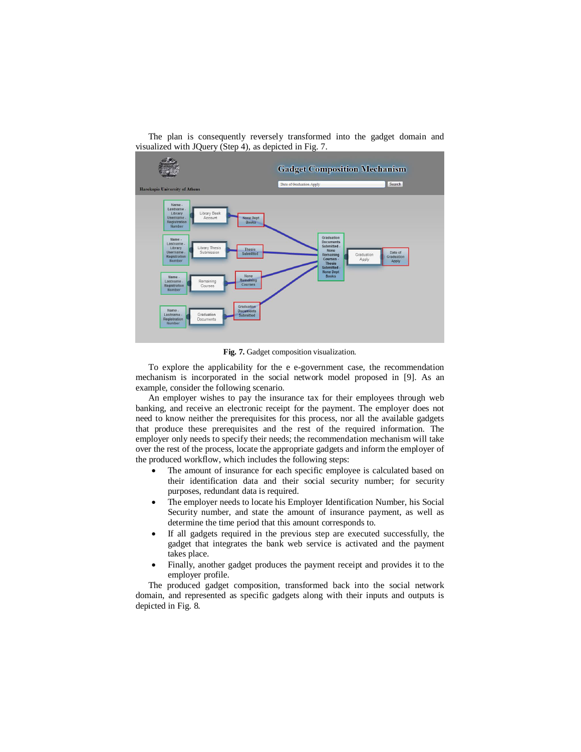The plan is consequently reversely transformed into the gadget domain and visualized with JQuery (Step 4), as depicted in Fig. 7.

**Fig. 7.** Gadget composition visualization.

To explore the applicability for the e e-government case, the recommendation mechanism is incorporated in the social network model proposed in [9]. As an example, consider the following scenario.

An employer wishes to pay the insurance tax for their employees through web banking, and receive an electronic receipt for the payment. The employer does not need to know neither the prerequisites for this process, nor all the available gadgets that produce these prerequisites and the rest of the required information. The employer only needs to specify their needs; the recommendation mechanism will take over the rest of the process, locate the appropriate gadgets and inform the employer of the produced workflow, which includes the following steps:

- The amount of insurance for each specific employee is calculated based on their identification data and their social security number; for security purposes, redundant data is required.
- The employer needs to locate his Employer Identification Number, his Social Security number, and state the amount of insurance payment, as well as determine the time period that this amount corresponds to.
- If all gadgets required in the previous step are executed successfully, the gadget that integrates the bank web service is activated and the payment takes place.
- Finally, another gadget produces the payment receipt and provides it to the employer profile.

The produced gadget composition, transformed back into the social network domain, and represented as specific gadgets along with their inputs and outputs is depicted in Fig. 8.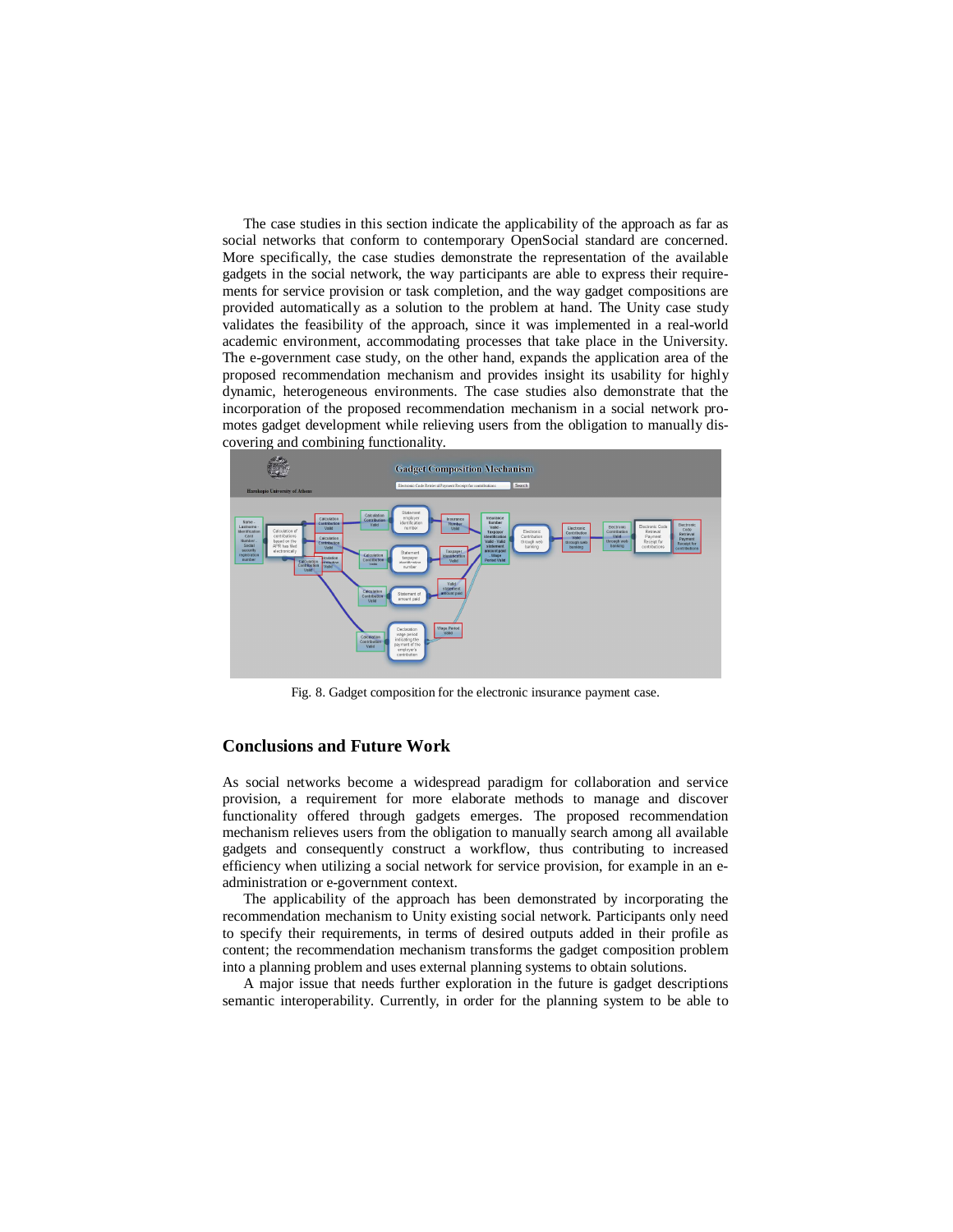The case studies in this section indicate the applicability of the approach as far as social networks that conform to contemporary OpenSocial standard are concerned. More specifically, the case studies demonstrate the representation of the available gadgets in the social network, the way participants are able to express their requirements for service provision or task completion, and the way gadget compositions are provided automatically as a solution to the problem at hand. The Unity case study validates the feasibility of the approach, since it was implemented in a real-world academic environment, accommodating processes that take place in the University. The e-government case study, on the other hand, expands the application area of the proposed recommendation mechanism and provides insight its usability for highly dynamic, heterogeneous environments. The case studies also demonstrate that the incorporation of the proposed recommendation mechanism in a social network promotes gadget development while relieving users from the obligation to manually discovering and combining functionality.

Fig. 8. Gadget composition for the electronic insurance payment case.

## Conclusions and Future Work

As social networks become a widespread paradigm for collaboration and service provision, a requirement for more elaborate methods to manage and discover functionality offered through gadgets emerges. The proposed recommendation mechanism relieves users from the obligation to manually search among all available gadgets and consequently construct a workflow, thus contributing to increased efficiency when utilizing a social network for service provision, for example in an e-administration or e-government context.

The applicability of the approach has been demonstrated by incorporating the recommendation mechanism to Unity existing social network. Participants only need to specify their requirements, in terms of desired outputs added in their profile as content; the recommendation mechanism transforms the gadget composition problem into a planning problem and uses external planning systems to obtain solutions.

A major issue that needs further exploration in the future is gadget descriptions semantic interoperability. Currently, in order for the planning system to be able to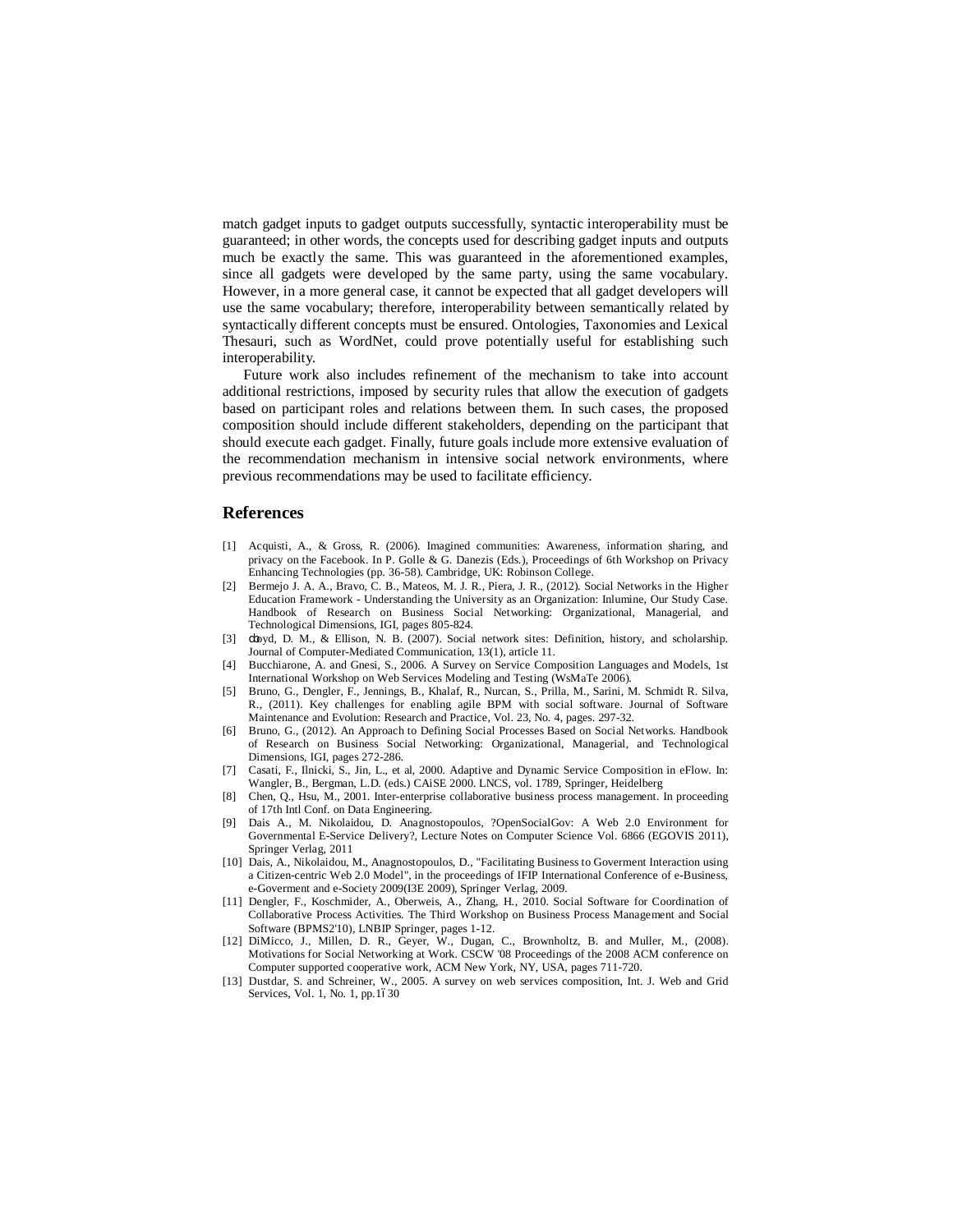match gadget inputs to gadget outputs successfully, syntactic interoperability must be guaranteed; in other words, the concepts used for describing gadget inputs and outputs much be exactly the same. This was guaranteed in the aforementioned examples, since all gadgets were developed by the same party, using the same vocabulary. However, in a more general case, it cannot be expected that all gadget developers will use the same vocabulary; therefore, interoperability between semantically related by syntactically different concepts must be ensured. Ontologies, Taxonomies and Lexical Thesauri, such as WordNet, could prove potentially useful for establishing such interoperability.

Future work also includes refinement of the mechanism to take into account additional restrictions, imposed by security rules that allow the execution of gadgets based on participant roles and relations between them. In such cases, the proposed composition should include different stakeholders, depending on the participant that should execute each gadget. Finally, future goals include more extensive evaluation of the recommendation mechanism in intensive social network environments, where previous recommendations may be used to facilitate efficiency.

## References

[1] Acquisti, A., & Gross, R. (2006). Imagined communities: Awareness, information sharing, and privacy on the Facebook. In P. Golle & G. Danezis (Eds.), Proceedings of 6th Workshop on Privacy Enhancing Technologies (pp. 36-58). Cambridge, UK: Robinson College.

[2] Bermejo J. A. A., Bravo, C. B., Mateos, M. J. R., Piera, J. R., (2012). Social Networks in the Higher Education Framework - Understanding the University as an Organization: Inlumine, Our Study Case. Handbook of Research on Business Social Networking: Organizational, Managerial, and Technological Dimensions, IGI, pages 805-824.

[3] dboyd, D. M., & Ellison, N. B. (2007). Social network sites: Definition, history, and scholarship. Journal of Computer-Mediated Communication, 13(1), article 11.

[4] Bucchiarone, A. and Gnesi, S., 2006. A Survey on Service Composition Languages and Models, 1st International Workshop on Web Services Modeling and Testing (WsMaTe 2006).

[5] Bruno, G., Dengler, F., Jennings, B., Khalaf, R., Nurcan, S., Prilla, M., Sarini, M. Schmidt R. Silva, R., (2011). Key challenges for enabling agile BPM with social software. Journal of Software Maintenance and Evolution: Research and Practice, Vol. 23, No. 4, pages. 297-32.

[6] Bruno, G., (2012). An Approach to Defining Social Processes Based on Social Networks. Handbook of Research on Business Social Networking: Organizational, Managerial, and Technological Dimensions, IGI, pages 272-286.

[7] Casati, F., Ilnicki, S., Jin, L., et al, 2000. Adaptive and Dynamic Service Composition in eFlow. In: Wangler, B., Bergman, L.D. (eds.) CAiSE 2000. LNCS, vol. 1789, Springer, Heidelberg

[8] Chen, Q., Hsu, M., 2001. Inter-enterprise collaborative business process management. In proceeding of 17th Intl Conf. on Data Engineering.

[9] Dais A., M. Nikolaidou, D. Anagnostopoulos, ?OpenSocialGov: A Web 2.0 Environment for Governmental E-Service Delivery?, Lecture Notes on Computer Science Vol. 6866 (EGOVIS 2011), Springer Verlag, 2011

[10] Dais, A., Nikolaidou, M., Anagnostopoulos, D., "Facilitating Business to Goverment Interaction using a Citizen-centric Web 2.0 Model", in the proceedings of IFIP International Conference of e-Business, e-Goverment and e-Society 2009(I3E 2009), Springer Verlag, 2009.

[11] Dengler, F., Koschmider, A., Oberweis, A., Zhang, H., 2010. Social Software for Coordination of Collaborative Process Activities. The Third Workshop on Business Process Management and Social Software (BPMS2'10), LNBIP Springer, pages 1-12.

[12] DiMicco, J., Millen, D. R., Geyer, W., Dugan, C., Brownholtz, B. and Muller, M., (2008). Motivations for Social Networking at Work. CSCW '08 Proceedings of the 2008 ACM conference on Computer supported cooperative work, ACM New York, NY, USA, pages 711-720.

[13] Dustdar, S. and Schreiner, W., 2005. A survey on web services composition, Int. J. Web and Grid Services, Vol. 1, No. 1, pp.1–30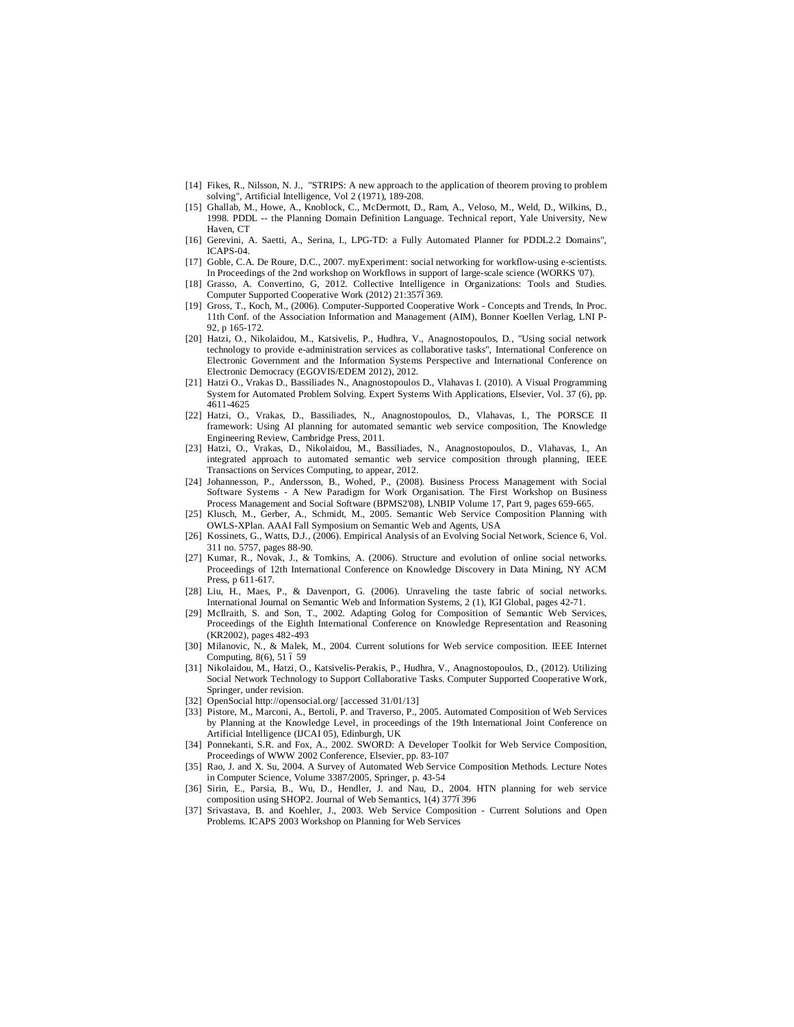[14] Fikes, R., Nilsson, N. J., "STRIPS: A new approach to the application of theorem proving to problem solving", Artificial Intelligence, Vol 2 (1971), 189-208.

[15] Ghallab, M., Howe, A., Knoblock, C., McDermott, D., Ram, A., Veloso, M., Weld, D., Wilkins, D., 1998. PDDL -- the Planning Domain Definition Language. Technical report, Yale University, New Haven, CT

[16] Gerevini, A. Saetti, A., Serina, I., LPG-TD: a Fully Automated Planner for PDDL2.2 Domains", ICAPS-04.

[17] Goble, C.A. De Roure, D.C., 2007. myExperiment: social networking for workflow-using e-scientists. In Proceedings of the 2nd workshop on Workflows in support of large-scale science (WORKS '07).

[18] Grasso, A. Convertino, G, 2012. Collective Intelligence in Organizations: Tools and Studies. Computer Supported Cooperative Work (2012) 21:357ó369.

[19] Gross, T., Koch, M., (2006). Computer-Supported Cooperative Work - Concepts and Trends, In Proc. 11th Conf. of the Association Information and Management (AIM), Bonner Koellen Verlag, LNI P-92, p 165-172.

[20] Hatzi, O., Nikolaidou, M., Katsivelis, P., Hudhra, V., Anagnostopoulos, D., "Using social network technology to provide e-administration services as collaborative tasks", International Conference on Electronic Government and the Information Systems Perspective and International Conference on Electronic Democracy (EGOVIS/EDEM 2012), 2012.

[21] Hatzi O., Vrakas D., Bassiliades N., Anagnostopoulos D., Vlahavas I. (2010). A Visual Programming System for Automated Problem Solving. Expert Systems With Applications, Elsevier, Vol. 37 (6), pp. 4611-4625

[22] Hatzi, O., Vrakas, D., Bassiliades, N., Anagnostopoulos, D., Vlahavas, I., The PORSCE II framework: Using AI planning for automated semantic web service composition, The Knowledge Engineering Review, Cambridge Press, 2011.

[23] Hatzi, O., Vrakas, D., Nikolaidou, M., Bassiliades, N., Anagnostopoulos, D., Vlahavas, I., An integrated approach to automated semantic web service composition through planning, IEEE Transactions on Services Computing, to appear, 2012.

[24] Johannesson, P., Andersson, B., Wohed, P., (2008). Business Process Management with Social Software Systems - A New Paradigm for Work Organisation. The First Workshop on Business Process Management and Social Software (BPMS2'08), LNBIP Volume 17, Part 9, pages 659-665.

[25] Klusch, M., Gerber, A., Schmidt, M., 2005. Semantic Web Service Composition Planning with OWLS-XPlan. AAAI Fall Symposium on Semantic Web and Agents, USA

[26] Kossinets, G., Watts, D.J., (2006). Empirical Analysis of an Evolving Social Network, Science 6, Vol. 311 no. 5757, pages 88-90.

[27] Kumar, R., Novak, J., & Tomkins, A. (2006). Structure and evolution of online social networks. Proceedings of 12th International Conference on Knowledge Discovery in Data Mining, NY ACM Press, p 611-617.

[28] Liu, H., Maes, P., & Davenport, G. (2006). Unraveling the taste fabric of social networks. International Journal on Semantic Web and Information Systems, 2 (1), IGI Global, pages 42-71.

[29] McIlraith, S. and Son, T., 2002. Adapting Golog for Composition of Semantic Web Services, Proceedings of the Eighth International Conference on Knowledge Representation and Reasoning (KR2002), pages 482-493

[30] Milanovic, N., & Malek, M., 2004. Current solutions for Web service composition. IEEE Internet Computing, 8(6), 51 ó 59

[31] Nikolaidou, M., Hatzi, O., Katsivelis-Perakis, P., Hudhra, V., Anagnostopoulos, D., (2012). Utilizing Social Network Technology to Support Collaborative Tasks. Computer Supported Cooperative Work, Springer, under revision.

[32] OpenSocial http://opensocial.org/ [accessed 31/01/13]

[33] Pistore, M., Marconi, A., Bertoli, P. and Traverso, P., 2005. Automated Composition of Web Services by Planning at the Knowledge Level, in proceedings of the 19th International Joint Conference on Artificial Intelligence (IJCAI 05), Edinburgh, UK

[34] Ponnekanti, S.R. and Fox, A., 2002. SWORD: A Developer Toolkit for Web Service Composition, Proceedings of WWW 2002 Conference, Elsevier, pp. 83-107

[35] Rao, J. and X. Su, 2004. A Survey of Automated Web Service Composition Methods. Lecture Notes in Computer Science, Volume 3387/2005, Springer, p. 43-54

[36] Sirin, E., Parsia, B., Wu, D., Hendler, J. and Nau, D., 2004. HTN planning for web service composition using SHOP2. Journal of Web Semantics, 1(4) 377ó396

[37] Srivastava, B. and Koehler, J., 2003. Web Service Composition - Current Solutions and Open Problems. ICAPS 2003 Workshop on Planning for Web Services